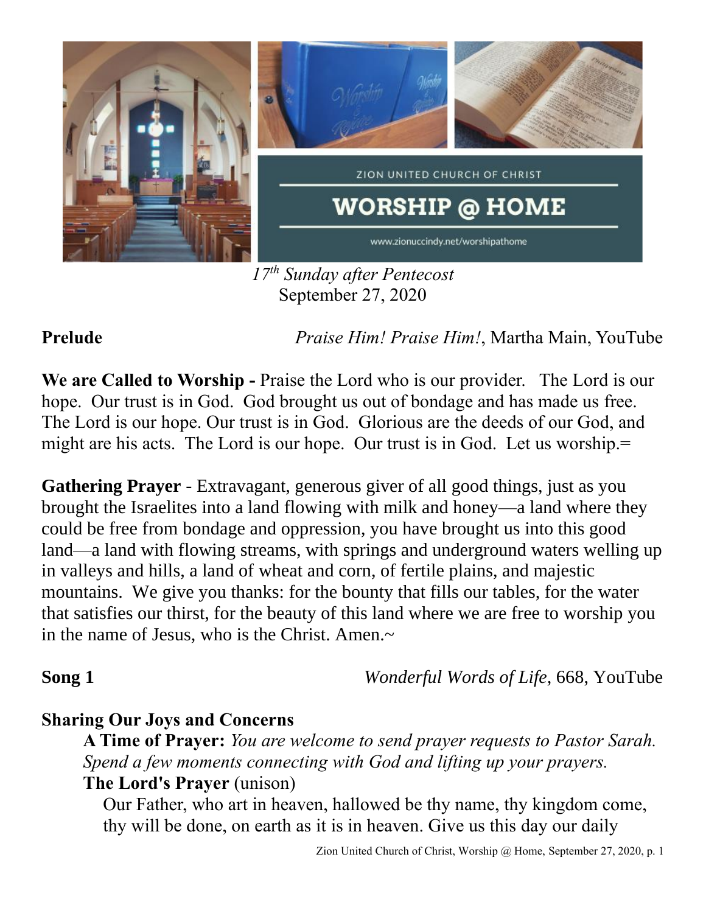ZION UNITED CHURCH OF CHRIST

# WORSHIP @ HOME

www.zionuccindy.net/worshipathome

*17th Sunday after Pentecost*
September 27, 2020

**Prelude** *Praise Him! Praise Him!*, Martha Main, YouTube

**We are Called to Worship -** Praise the Lord who is our provider. The Lord is our hope. Our trust is in God. God brought us out of bondage and has made us free. The Lord is our hope. Our trust is in God. Glorious are the deeds of our God, and might are his acts. The Lord is our hope. Our trust is in God. Let us worship.=

**Gathering Prayer** - Extravagant, generous giver of all good things, just as you brought the Israelites into a land flowing with milk and honey—a land where they could be free from bondage and oppression, you have brought us into this good land—a land with flowing streams, with springs and underground waters welling up in valleys and hills, a land of wheat and corn, of fertile plains, and majestic mountains. We give you thanks: for the bounty that fills our tables, for the water that satisfies our thirst, for the beauty of this land where we are free to worship you in the name of Jesus, who is the Christ. Amen.~

**Song 1** *Wonderful Words of Life,* 668, YouTube

**Sharing Our Joys and Concerns**

**A Time of Prayer:** *You are welcome to send prayer requests to Pastor Sarah. Spend a few moments connecting with God and lifting up your prayers.*

**The Lord's Prayer** (unison)

Our Father, who art in heaven, hallowed be thy name, thy kingdom come, thy will be done, on earth as it is in heaven. Give us this day our daily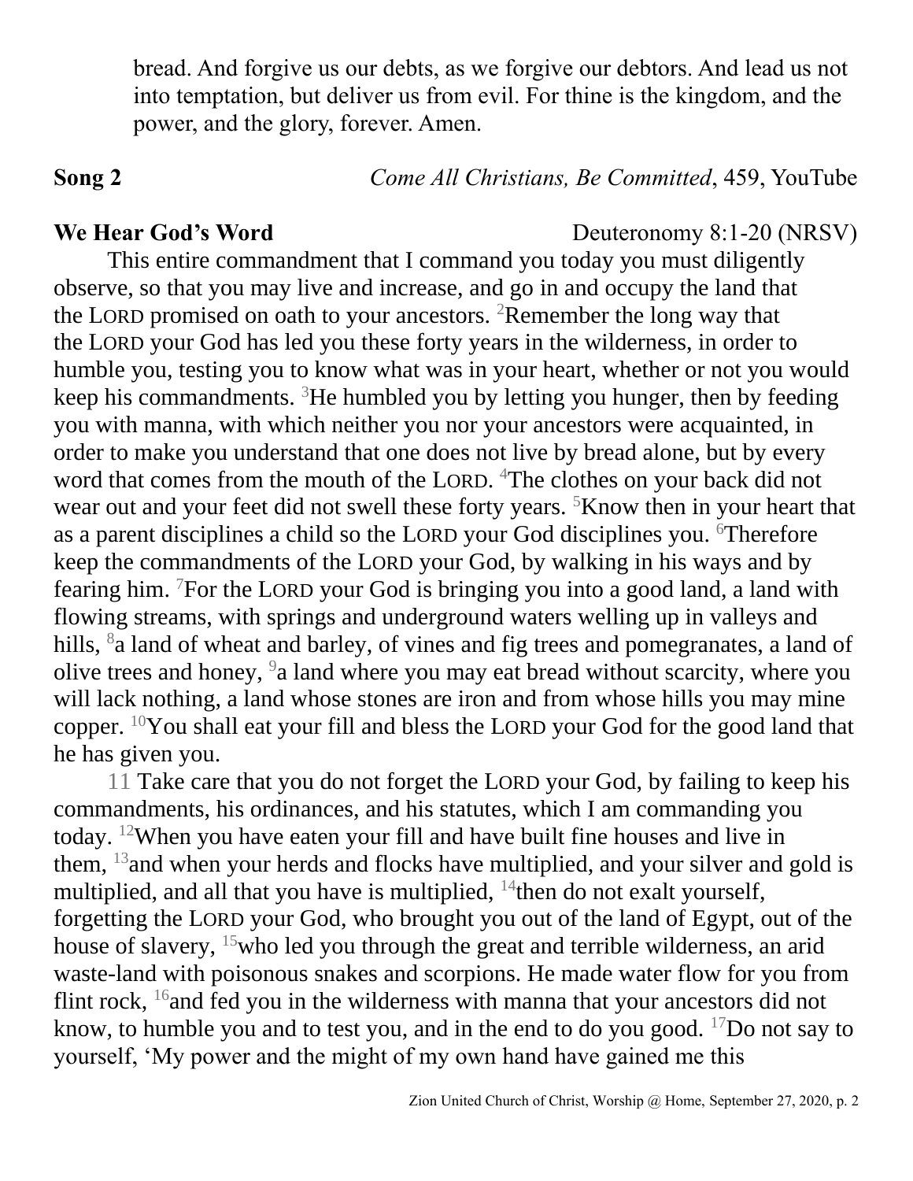bread. And forgive us our debts, as we forgive our debtors. And lead us not into temptation, but deliver us from evil. For thine is the kingdom, and the power, and the glory, forever. Amen.

**Song 2** *Come All Christians, Be Committed*, 459, YouTube

**We Hear God's Word** Deuteronomy 8:1-20 (NRSV)

This entire commandment that I command you today you must diligently observe, so that you may live and increase, and go in and occupy the land that the LORD promised on oath to your ancestors. [2]Remember the long way that the LORD your God has led you these forty years in the wilderness, in order to humble you, testing you to know what was in your heart, whether or not you would keep his commandments. [3]He humbled you by letting you hunger, then by feeding you with manna, with which neither you nor your ancestors were acquainted, in order to make you understand that one does not live by bread alone, but by every word that comes from the mouth of the LORD. [4]The clothes on your back did not wear out and your feet did not swell these forty years. [5]Know then in your heart that as a parent disciplines a child so the LORD your God disciplines you. [6]Therefore keep the commandments of the LORD your God, by walking in his ways and by fearing him. [7]For the LORD your God is bringing you into a good land, a land with flowing streams, with springs and underground waters welling up in valleys and hills, [8]a land of wheat and barley, of vines and fig trees and pomegranates, a land of olive trees and honey, [9]a land where you may eat bread without scarcity, where you will lack nothing, a land whose stones are iron and from whose hills you may mine copper. [10]You shall eat your fill and bless the LORD your God for the good land that he has given you.

11 Take care that you do not forget the LORD your God, by failing to keep his commandments, his ordinances, and his statutes, which I am commanding you today. [12]When you have eaten your fill and have built fine houses and live in them, [13]and when your herds and flocks have multiplied, and your silver and gold is multiplied, and all that you have is multiplied, [14]then do not exalt yourself, forgetting the LORD your God, who brought you out of the land of Egypt, out of the house of slavery, [15]who led you through the great and terrible wilderness, an arid waste-land with poisonous snakes and scorpions. He made water flow for you from flint rock, [16]and fed you in the wilderness with manna that your ancestors did not know, to humble you and to test you, and in the end to do you good. [17]Do not say to yourself, 'My power and the might of my own hand have gained me this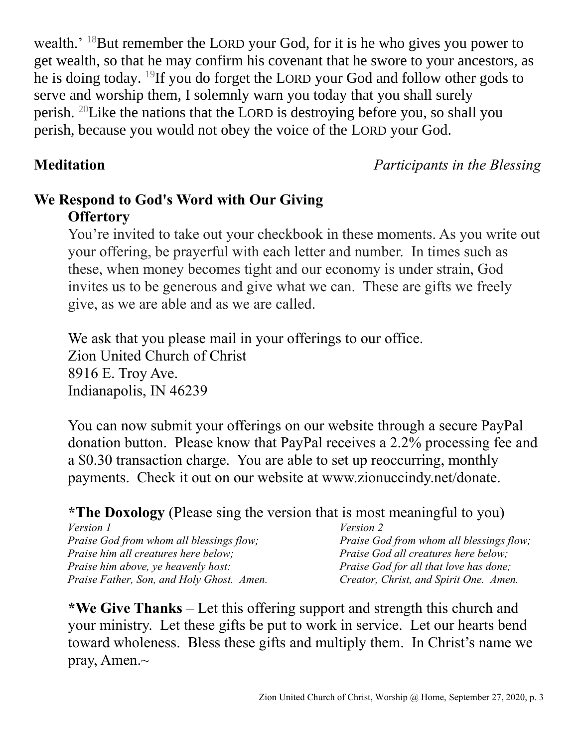wealth.' [18]But remember the LORD your God, for it is he who gives you power to get wealth, so that he may confirm his covenant that he swore to your ancestors, as he is doing today. [19]If you do forget the LORD your God and follow other gods to serve and worship them, I solemnly warn you today that you shall surely perish. [20]Like the nations that the LORD is destroying before you, so shall you perish, because you would not obey the voice of the LORD your God.

**Meditation** *Participants in the Blessing*

## We Respond to God's Word with Our Giving

**Offertory**

You're invited to take out your checkbook in these moments. As you write out your offering, be prayerful with each letter and number. In times such as these, when money becomes tight and our economy is under strain, God invites us to be generous and give what we can. These are gifts we freely give, as we are able and as we are called.

We ask that you please mail in your offerings to our office.
Zion United Church of Christ
8916 E. Troy Ave.
Indianapolis, IN 46239

You can now submit your offerings on our website through a secure PayPal donation button. Please know that PayPal receives a 2.2% processing fee and a $0.30 transaction charge. You are able to set up reoccurring, monthly payments. Check it out on our website at www.zionuccindy.net/donate.

***The Doxology** (Please sing the version that is most meaningful to you)

*Version 1*
*Praise God from whom all blessings flow;*
*Praise him all creatures here below;*
*Praise him above, ye heavenly host:*
*Praise Father, Son, and Holy Ghost. Amen.*

*Version 2*
*Praise God from whom all blessings flow;*
*Praise God all creatures here below;*
*Praise God for all that love has done;*
*Creator, Christ, and Spirit One. Amen.*

***We Give Thanks** – Let this offering support and strength this church and your ministry. Let these gifts be put to work in service. Let our hearts bend toward wholeness. Bless these gifts and multiply them. In Christ's name we pray, Amen.~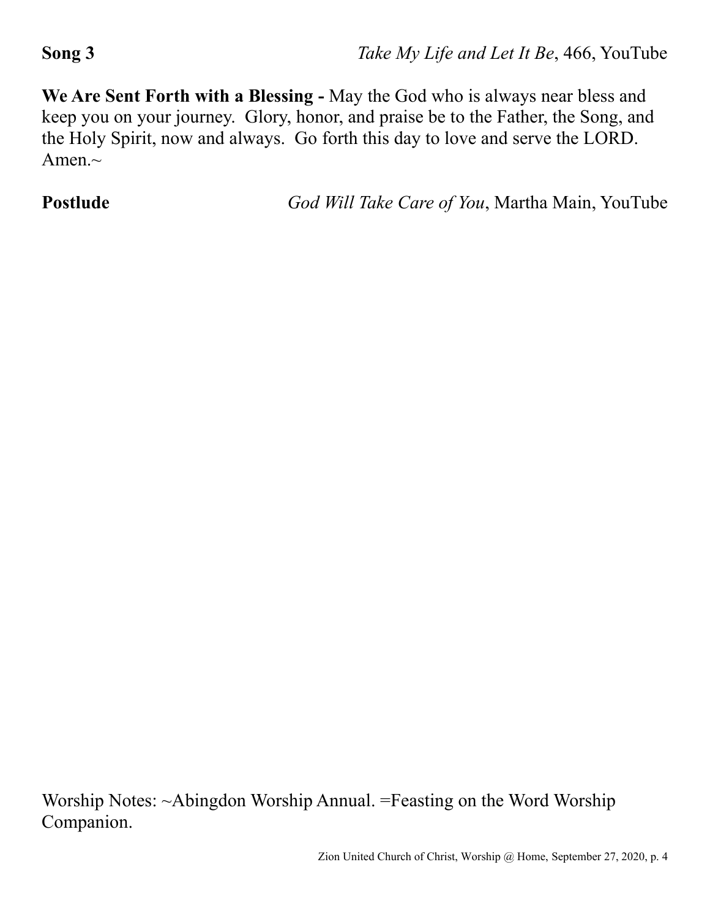**Song 3** *Take My Life and Let It Be*, 466, YouTube

**We Are Sent Forth with a Blessing -** May the God who is always near bless and keep you on your journey. Glory, honor, and praise be to the Father, the Song, and the Holy Spirit, now and always. Go forth this day to love and serve the LORD. Amen.~

**Postlude** *God Will Take Care of You*, Martha Main, YouTube

Worship Notes: ~Abingdon Worship Annual. =Feasting on the Word Worship Companion.